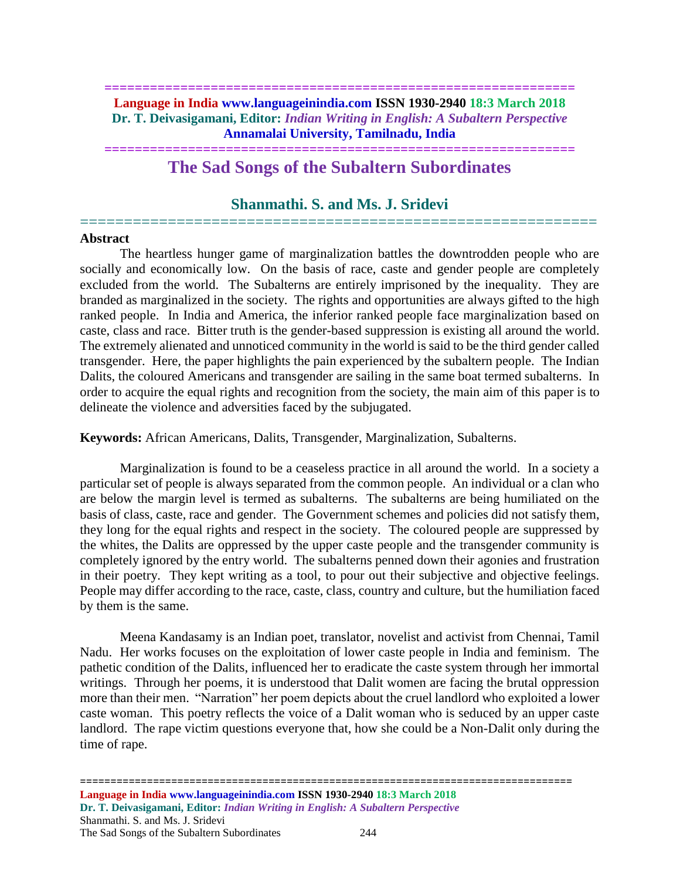# The Sad Songs of the Subaltern Subordinates

## Shanmathi. S. and Ms. J. Sridevi

**Abstract**

The heartless hunger game of marginalization battles the downtrodden people who are socially and economically low. On the basis of race, caste and gender people are completely excluded from the world. The Subalterns are entirely imprisoned by the inequality. They are branded as marginalized in the society. The rights and opportunities are always gifted to the high ranked people. In India and America, the inferior ranked people face marginalization based on caste, class and race. Bitter truth is the gender-based suppression is existing all around the world. The extremely alienated and unnoticed community in the world is said to be the third gender called transgender. Here, the paper highlights the pain experienced by the subaltern people. The Indian Dalits, the coloured Americans and transgender are sailing in the same boat termed subalterns. In order to acquire the equal rights and recognition from the society, the main aim of this paper is to delineate the violence and adversities faced by the subjugated.

**Keywords:** African Americans, Dalits, Transgender, Marginalization, Subalterns.

Marginalization is found to be a ceaseless practice in all around the world. In a society a particular set of people is always separated from the common people. An individual or a clan who are below the margin level is termed as subalterns. The subalterns are being humiliated on the basis of class, caste, race and gender. The Government schemes and policies did not satisfy them, they long for the equal rights and respect in the society. The coloured people are suppressed by the whites, the Dalits are oppressed by the upper caste people and the transgender community is completely ignored by the entry world. The subalterns penned down their agonies and frustration in their poetry. They kept writing as a tool, to pour out their subjective and objective feelings. People may differ according to the race, caste, class, country and culture, but the humiliation faced by them is the same.

Meena Kandasamy is an Indian poet, translator, novelist and activist from Chennai, Tamil Nadu. Her works focuses on the exploitation of lower caste people in India and feminism. The pathetic condition of the Dalits, influenced her to eradicate the caste system through her immortal writings. Through her poems, it is understood that Dalit women are facing the brutal oppression more than their men. "Narration" her poem depicts about the cruel landlord who exploited a lower caste woman. This poetry reflects the voice of a Dalit woman who is seduced by an upper caste landlord. The rape victim questions everyone that, how she could be a Non-Dalit only during the time of rape.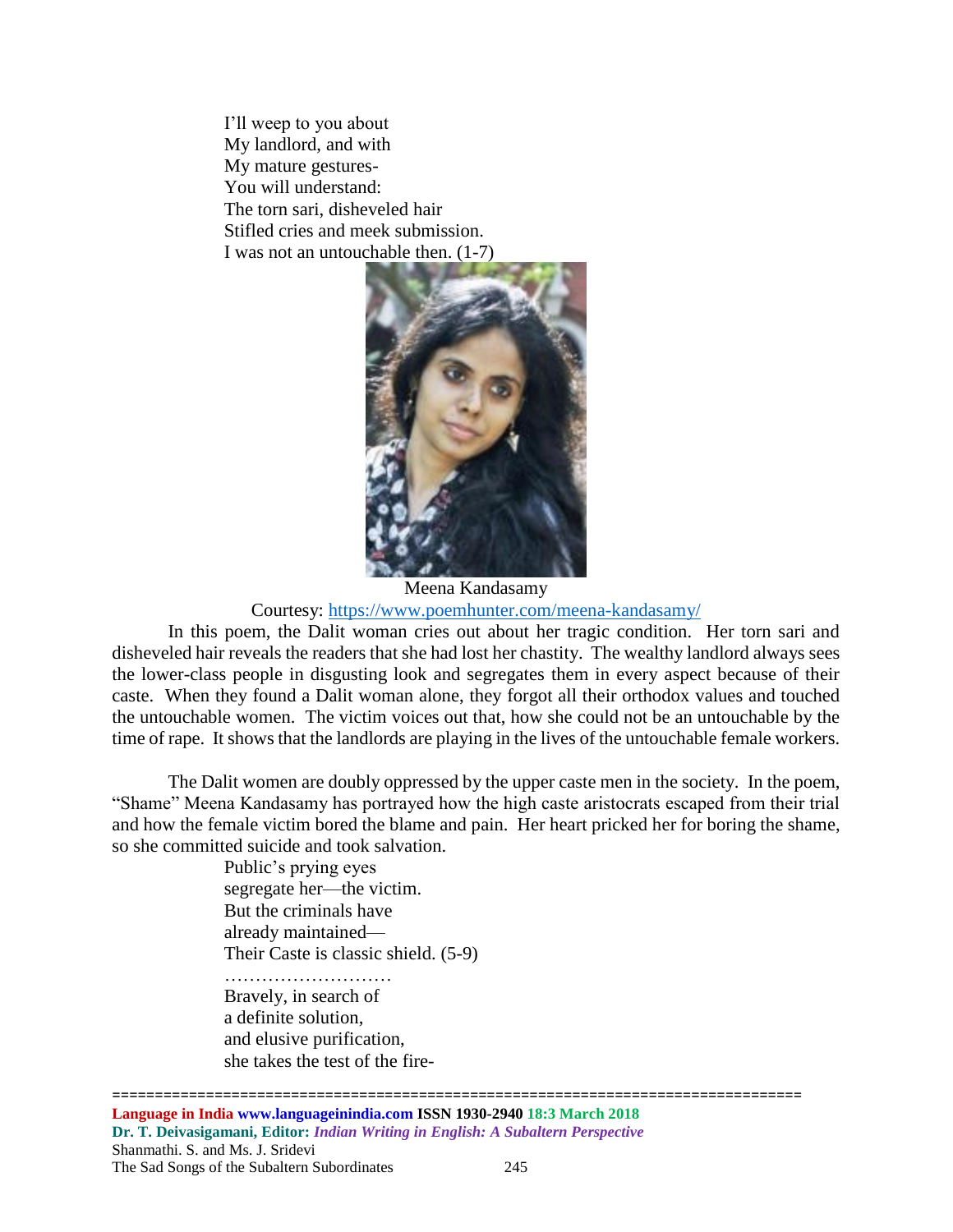I'll weep to you about  
My landlord, and with  
My mature gestures-  
You will understand:  
The torn sari, disheveled hair  
Stifled cries and meek submission.  
I was not an untouchable then. (1-7)

Meena Kandasamy

Courtesy: https://www.poemhunter.com/meena-kandasamy/

In this poem, the Dalit woman cries out about her tragic condition. Her torn sari and disheveled hair reveals the readers that she had lost her chastity. The wealthy landlord always sees the lower-class people in disgusting look and segregates them in every aspect because of their caste. When they found a Dalit woman alone, they forgot all their orthodox values and touched the untouchable women. The victim voices out that, how she could not be an untouchable by the time of rape. It shows that the landlords are playing in the lives of the untouchable female workers.

The Dalit women are doubly oppressed by the upper caste men in the society. In the poem, "Shame" Meena Kandasamy has portrayed how the high caste aristocrats escaped from their trial and how the female victim bored the blame and pain. Her heart pricked her for boring the shame, so she committed suicide and took salvation.

Public's prying eyes  
segregate her—the victim.  
But the criminals have  
already maintained—  
Their Caste is classic shield. (5-9)

………………………

Bravely, in search of  
a definite solution,  
and elusive purification,  
she takes the test of the fire-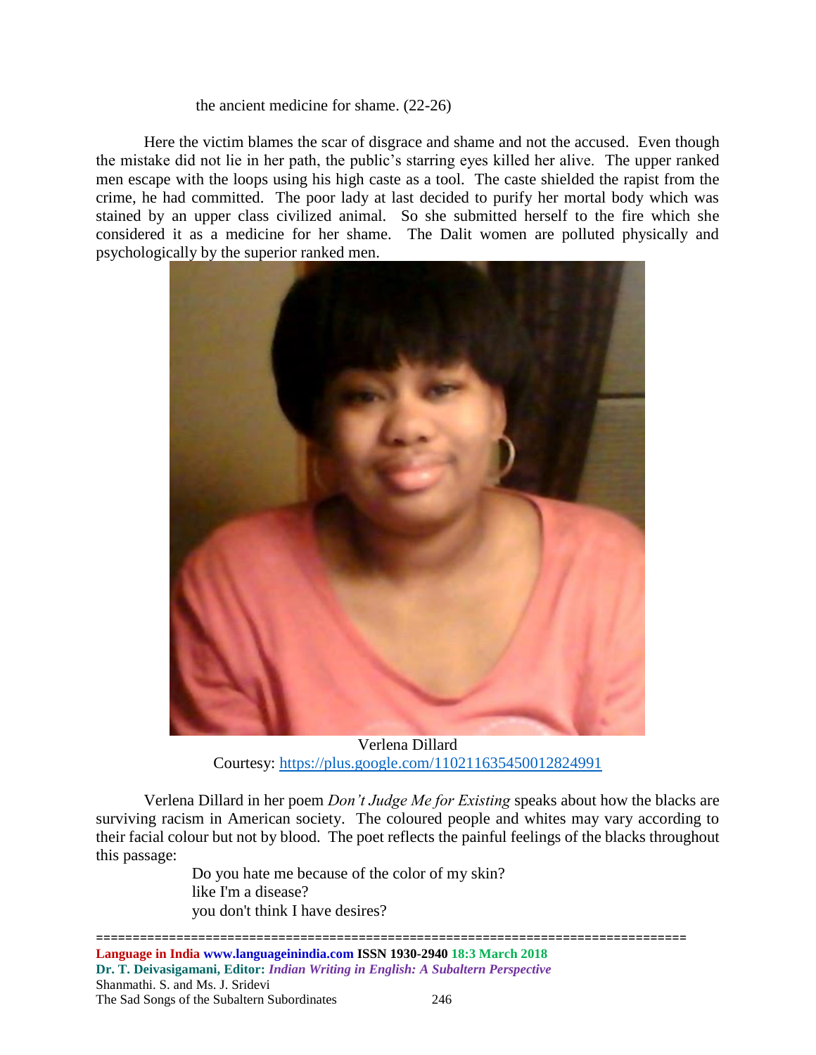the ancient medicine for shame. (22-26)

Here the victim blames the scar of disgrace and shame and not the accused. Even though the mistake did not lie in her path, the public's starring eyes killed her alive. The upper ranked men escape with the loops using his high caste as a tool. The caste shielded the rapist from the crime, he had committed. The poor lady at last decided to purify her mortal body which was stained by an upper class civilized animal. So she submitted herself to the fire which she considered it as a medicine for her shame. The Dalit women are polluted physically and psychologically by the superior ranked men.

Verlena Dillard
Courtesy: https://plus.google.com/110211635450012824991

Verlena Dillard in her poem *Don't Judge Me for Existing* speaks about how the blacks are surviving racism in American society. The coloured people and whites may vary according to their facial colour but not by blood. The poet reflects the painful feelings of the blacks throughout this passage:

> Do you hate me because of the color of my skin?
> like I'm a disease?
> you don't think I have desires?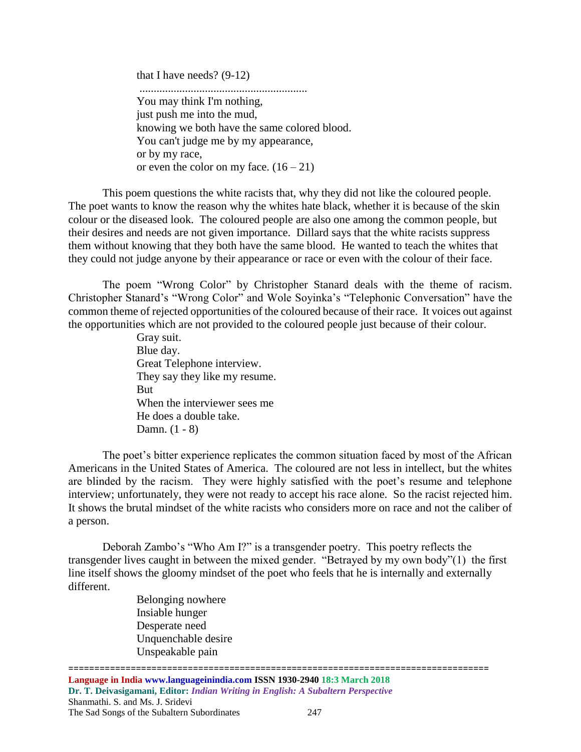that I have needs? (9-12)

............................................................

You may think I'm nothing,
just push me into the mud,
knowing we both have the same colored blood.
You can't judge me by my appearance,
or by my race,
or even the color on my face. (16 – 21)

This poem questions the white racists that, why they did not like the coloured people. The poet wants to know the reason why the whites hate black, whether it is because of the skin colour or the diseased look. The coloured people are also one among the common people, but their desires and needs are not given importance. Dillard says that the white racists suppress them without knowing that they both have the same blood. He wanted to teach the whites that they could not judge anyone by their appearance or race or even with the colour of their face.

The poem "Wrong Color" by Christopher Stanard deals with the theme of racism. Christopher Stanard's "Wrong Color" and Wole Soyinka's "Telephonic Conversation" have the common theme of rejected opportunities of the coloured because of their race. It voices out against the opportunities which are not provided to the coloured people just because of their colour.

Gray suit.
Blue day.
Great Telephone interview.
They say they like my resume.
But
When the interviewer sees me
He does a double take.
Damn. (1 - 8)

The poet's bitter experience replicates the common situation faced by most of the African Americans in the United States of America. The coloured are not less in intellect, but the whites are blinded by the racism. They were highly satisfied with the poet's resume and telephone interview; unfortunately, they were not ready to accept his race alone. So the racist rejected him. It shows the brutal mindset of the white racists who considers more on race and not the caliber of a person.

Deborah Zambo's "Who Am I?" is a transgender poetry. This poetry reflects the transgender lives caught in between the mixed gender. "Betrayed by my own body"(1) the first line itself shows the gloomy mindset of the poet who feels that he is internally and externally different.

Belonging nowhere
Insiable hunger
Desperate need
Unquenchable desire
Unspeakable pain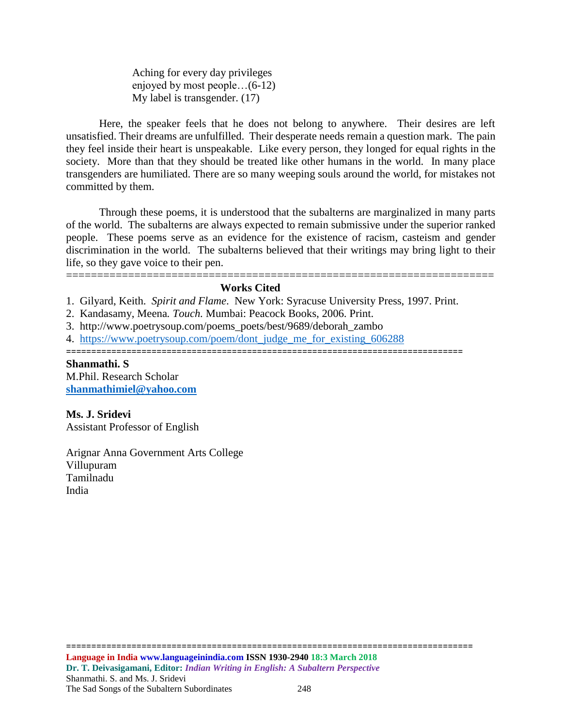Aching for every day privileges
enjoyed by most people…(6-12)
My label is transgender. (17)

Here, the speaker feels that he does not belong to anywhere. Their desires are left unsatisfied. Their dreams are unfulfilled. Their desperate needs remain a question mark. The pain they feel inside their heart is unspeakable. Like every person, they longed for equal rights in the society. More than that they should be treated like other humans in the world. In many place transgenders are humiliated. There are so many weeping souls around the world, for mistakes not committed by them.

Through these poems, it is understood that the subalterns are marginalized in many parts of the world. The subalterns are always expected to remain submissive under the superior ranked people. These poems serve as an evidence for the existence of racism, casteism and gender discrimination in the world. The subalterns believed that their writings may bring light to their life, so they gave voice to their pen.

==================================================================

## Works Cited

1. Gilyard, Keith. *Spirit and Flame*. New York: Syracuse University Press, 1997. Print.
2. Kandasamy, Meena. *Touch.* Mumbai: Peacock Books, 2006. Print.
3. http://www.poetrysoup.com/poems_poets/best/9689/deborah_zambo
4. https://www.poetrysoup.com/poem/dont_judge_me_for_existing_606288

==================================================================

**Shanmathi. S**
M.Phil. Research Scholar
**shanmathimiel@yahoo.com**

**Ms. J. Sridevi**
Assistant Professor of English

Arignar Anna Government Arts College
Villupuram
Tamilnadu
India